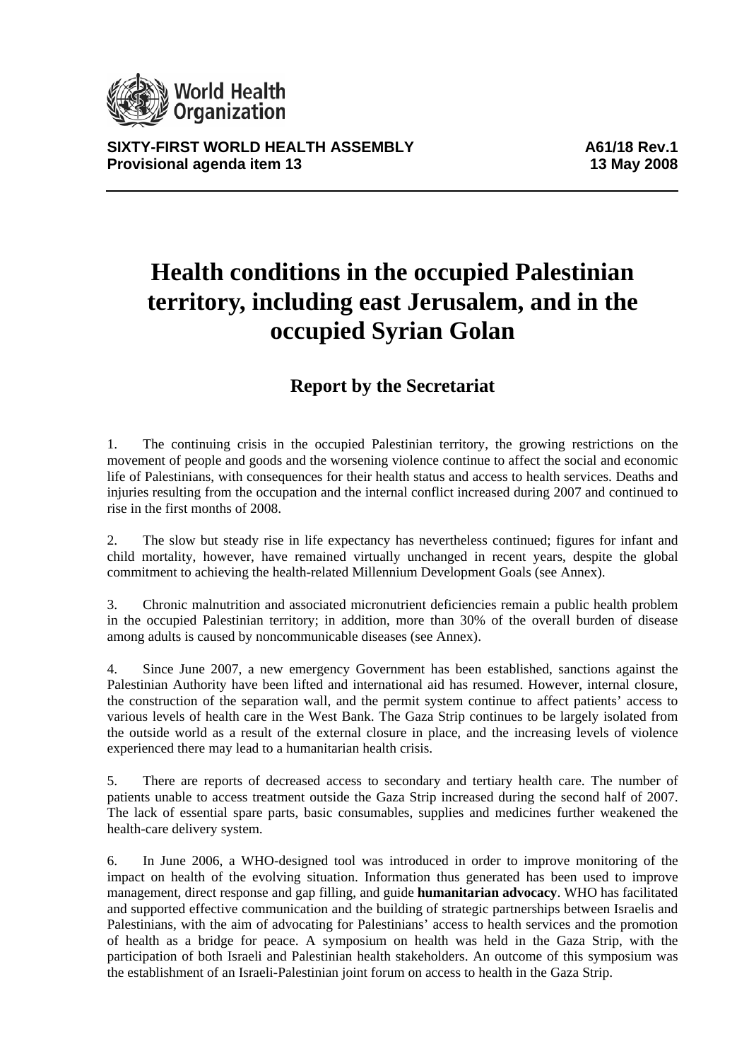**SIXTY-FIRST WORLD HEALTH ASSEMBLY** **A61/18 Rev.1**
**Provisional agenda item 13** **13 May 2008**

# Health conditions in the occupied Palestinian territory, including east Jerusalem, and in the occupied Syrian Golan

## Report by the Secretariat

1. The continuing crisis in the occupied Palestinian territory, the growing restrictions on the movement of people and goods and the worsening violence continue to affect the social and economic life of Palestinians, with consequences for their health status and access to health services. Deaths and injuries resulting from the occupation and the internal conflict increased during 2007 and continued to rise in the first months of 2008.

2. The slow but steady rise in life expectancy has nevertheless continued; figures for infant and child mortality, however, have remained virtually unchanged in recent years, despite the global commitment to achieving the health-related Millennium Development Goals (see Annex).

3. Chronic malnutrition and associated micronutrient deficiencies remain a public health problem in the occupied Palestinian territory; in addition, more than 30% of the overall burden of disease among adults is caused by noncommunicable diseases (see Annex).

4. Since June 2007, a new emergency Government has been established, sanctions against the Palestinian Authority have been lifted and international aid has resumed. However, internal closure, the construction of the separation wall, and the permit system continue to affect patients' access to various levels of health care in the West Bank. The Gaza Strip continues to be largely isolated from the outside world as a result of the external closure in place, and the increasing levels of violence experienced there may lead to a humanitarian health crisis.

5. There are reports of decreased access to secondary and tertiary health care. The number of patients unable to access treatment outside the Gaza Strip increased during the second half of 2007. The lack of essential spare parts, basic consumables, supplies and medicines further weakened the health-care delivery system.

6. In June 2006, a WHO-designed tool was introduced in order to improve monitoring of the impact on health of the evolving situation. Information thus generated has been used to improve management, direct response and gap filling, and guide **humanitarian advocacy**. WHO has facilitated and supported effective communication and the building of strategic partnerships between Israelis and Palestinians, with the aim of advocating for Palestinians' access to health services and the promotion of health as a bridge for peace. A symposium on health was held in the Gaza Strip, with the participation of both Israeli and Palestinian health stakeholders. An outcome of this symposium was the establishment of an Israeli-Palestinian joint forum on access to health in the Gaza Strip.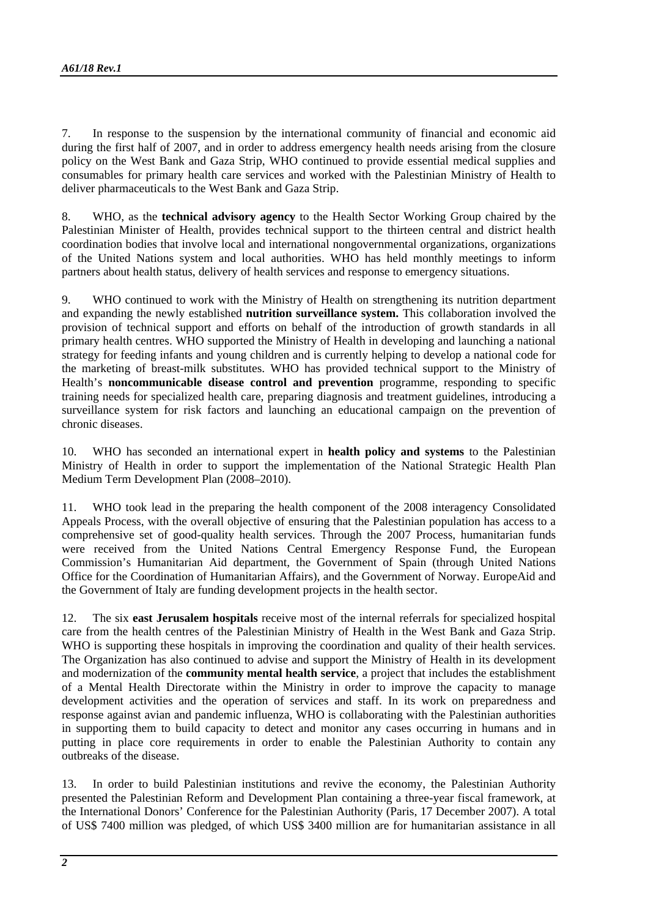7. In response to the suspension by the international community of financial and economic aid during the first half of 2007, and in order to address emergency health needs arising from the closure policy on the West Bank and Gaza Strip, WHO continued to provide essential medical supplies and consumables for primary health care services and worked with the Palestinian Ministry of Health to deliver pharmaceuticals to the West Bank and Gaza Strip.

8. WHO, as the **technical advisory agency** to the Health Sector Working Group chaired by the Palestinian Minister of Health, provides technical support to the thirteen central and district health coordination bodies that involve local and international nongovernmental organizations, organizations of the United Nations system and local authorities. WHO has held monthly meetings to inform partners about health status, delivery of health services and response to emergency situations.

9. WHO continued to work with the Ministry of Health on strengthening its nutrition department and expanding the newly established **nutrition surveillance system.** This collaboration involved the provision of technical support and efforts on behalf of the introduction of growth standards in all primary health centres. WHO supported the Ministry of Health in developing and launching a national strategy for feeding infants and young children and is currently helping to develop a national code for the marketing of breast-milk substitutes. WHO has provided technical support to the Ministry of Health's **noncommunicable disease control and prevention** programme, responding to specific training needs for specialized health care, preparing diagnosis and treatment guidelines, introducing a surveillance system for risk factors and launching an educational campaign on the prevention of chronic diseases.

10. WHO has seconded an international expert in **health policy and systems** to the Palestinian Ministry of Health in order to support the implementation of the National Strategic Health Plan Medium Term Development Plan (2008–2010).

11. WHO took lead in the preparing the health component of the 2008 interagency Consolidated Appeals Process, with the overall objective of ensuring that the Palestinian population has access to a comprehensive set of good-quality health services. Through the 2007 Process, humanitarian funds were received from the United Nations Central Emergency Response Fund, the European Commission's Humanitarian Aid department, the Government of Spain (through United Nations Office for the Coordination of Humanitarian Affairs), and the Government of Norway. EuropeAid and the Government of Italy are funding development projects in the health sector.

12. The six **east Jerusalem hospitals** receive most of the internal referrals for specialized hospital care from the health centres of the Palestinian Ministry of Health in the West Bank and Gaza Strip. WHO is supporting these hospitals in improving the coordination and quality of their health services. The Organization has also continued to advise and support the Ministry of Health in its development and modernization of the **community mental health service**, a project that includes the establishment of a Mental Health Directorate within the Ministry in order to improve the capacity to manage development activities and the operation of services and staff. In its work on preparedness and response against avian and pandemic influenza, WHO is collaborating with the Palestinian authorities in supporting them to build capacity to detect and monitor any cases occurring in humans and in putting in place core requirements in order to enable the Palestinian Authority to contain any outbreaks of the disease.

13. In order to build Palestinian institutions and revive the economy, the Palestinian Authority presented the Palestinian Reform and Development Plan containing a three-year fiscal framework, at the International Donors' Conference for the Palestinian Authority (Paris, 17 December 2007). A total of US$ 7400 million was pledged, of which US$ 3400 million are for humanitarian assistance in all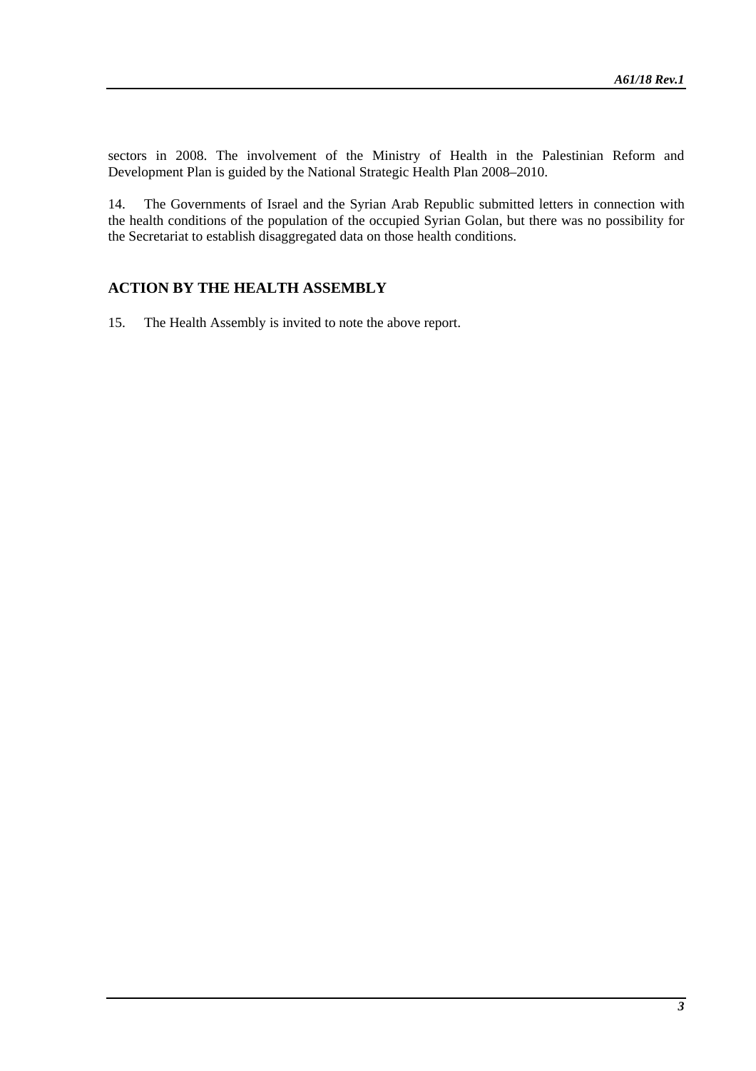sectors in 2008. The involvement of the Ministry of Health in the Palestinian Reform and Development Plan is guided by the National Strategic Health Plan 2008–2010.

14. The Governments of Israel and the Syrian Arab Republic submitted letters in connection with the health conditions of the population of the occupied Syrian Golan, but there was no possibility for the Secretariat to establish disaggregated data on those health conditions.

## ACTION BY THE HEALTH ASSEMBLY

15. The Health Assembly is invited to note the above report.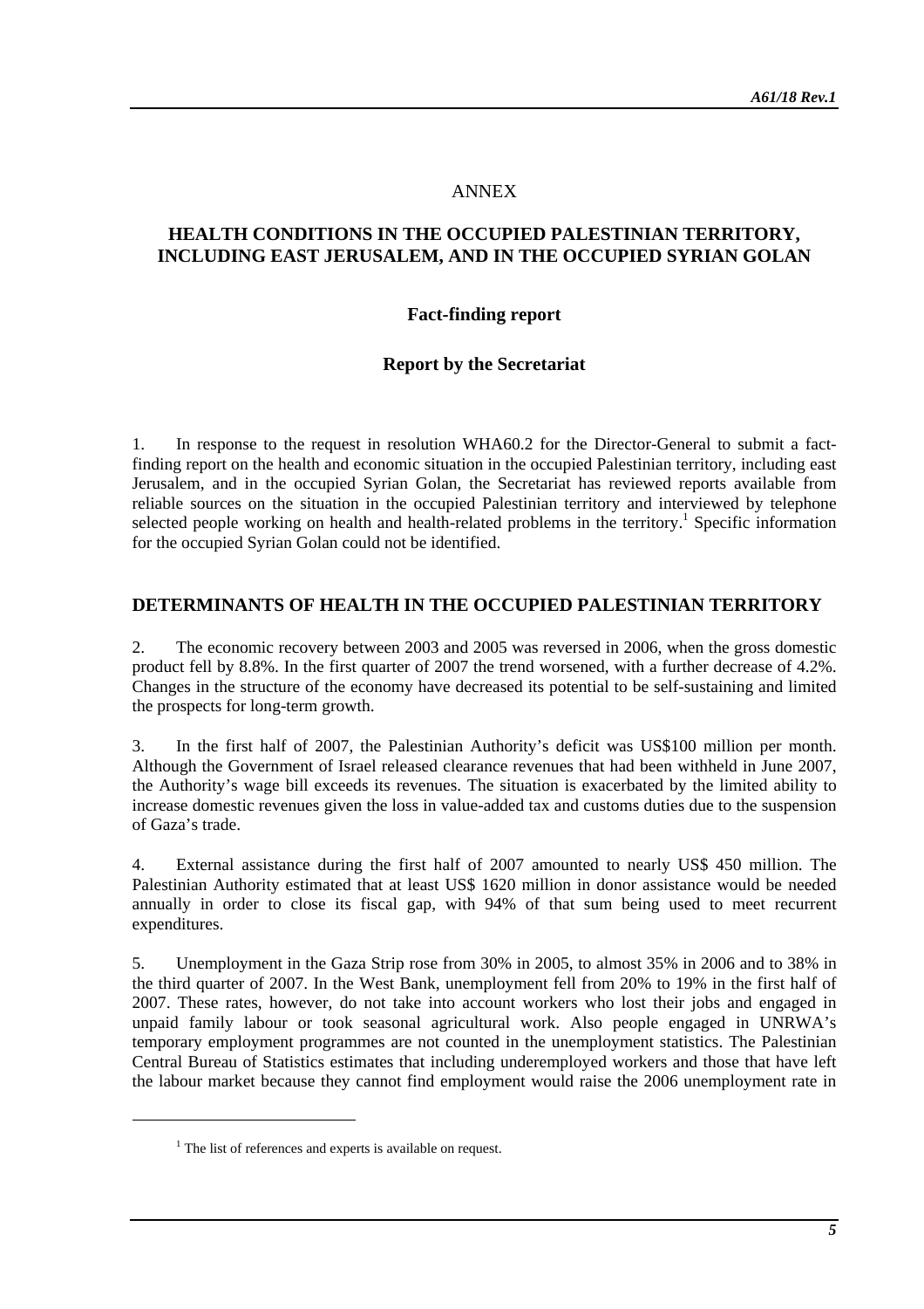ANNEX

# HEALTH CONDITIONS IN THE OCCUPIED PALESTINIAN TERRITORY, INCLUDING EAST JERUSALEM, AND IN THE OCCUPIED SYRIAN GOLAN

## Fact-finding report

## Report by the Secretariat

1. In response to the request in resolution WHA60.2 for the Director-General to submit a fact-finding report on the health and economic situation in the occupied Palestinian territory, including east Jerusalem, and in the occupied Syrian Golan, the Secretariat has reviewed reports available from reliable sources on the situation in the occupied Palestinian territory and interviewed by telephone selected people working on health and health-related problems in the territory.[1] Specific information for the occupied Syrian Golan could not be identified.

## DETERMINANTS OF HEALTH IN THE OCCUPIED PALESTINIAN TERRITORY

2. The economic recovery between 2003 and 2005 was reversed in 2006, when the gross domestic product fell by 8.8%. In the first quarter of 2007 the trend worsened, with a further decrease of 4.2%. Changes in the structure of the economy have decreased its potential to be self-sustaining and limited the prospects for long-term growth.

3. In the first half of 2007, the Palestinian Authority's deficit was US$100 million per month. Although the Government of Israel released clearance revenues that had been withheld in June 2007, the Authority's wage bill exceeds its revenues. The situation is exacerbated by the limited ability to increase domestic revenues given the loss in value-added tax and customs duties due to the suspension of Gaza's trade.

4. External assistance during the first half of 2007 amounted to nearly US$ 450 million. The Palestinian Authority estimated that at least US$ 1620 million in donor assistance would be needed annually in order to close its fiscal gap, with 94% of that sum being used to meet recurrent expenditures.

5. Unemployment in the Gaza Strip rose from 30% in 2005, to almost 35% in 2006 and to 38% in the third quarter of 2007. In the West Bank, unemployment fell from 20% to 19% in the first half of 2007. These rates, however, do not take into account workers who lost their jobs and engaged in unpaid family labour or took seasonal agricultural work. Also people engaged in UNRWA's temporary employment programmes are not counted in the unemployment statistics. The Palestinian Central Bureau of Statistics estimates that including underemployed workers and those that have left the labour market because they cannot find employment would raise the 2006 unemployment rate in

---

[1] The list of references and experts is available on request.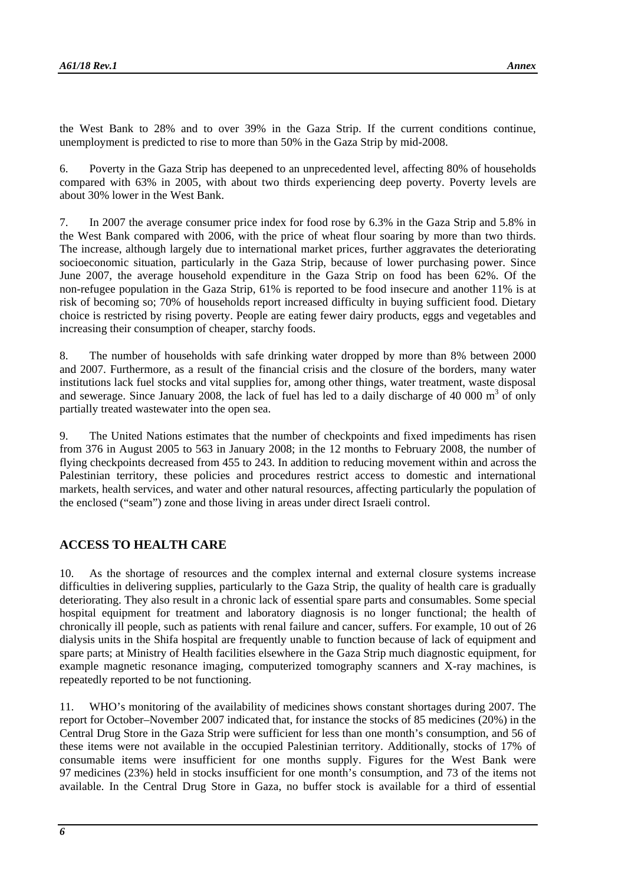the West Bank to 28% and to over 39% in the Gaza Strip. If the current conditions continue, unemployment is predicted to rise to more than 50% in the Gaza Strip by mid-2008.

6. Poverty in the Gaza Strip has deepened to an unprecedented level, affecting 80% of households compared with 63% in 2005, with about two thirds experiencing deep poverty. Poverty levels are about 30% lower in the West Bank.

7. In 2007 the average consumer price index for food rose by 6.3% in the Gaza Strip and 5.8% in the West Bank compared with 2006, with the price of wheat flour soaring by more than two thirds. The increase, although largely due to international market prices, further aggravates the deteriorating socioeconomic situation, particularly in the Gaza Strip, because of lower purchasing power. Since June 2007, the average household expenditure in the Gaza Strip on food has been 62%. Of the non-refugee population in the Gaza Strip, 61% is reported to be food insecure and another 11% is at risk of becoming so; 70% of households report increased difficulty in buying sufficient food. Dietary choice is restricted by rising poverty. People are eating fewer dairy products, eggs and vegetables and increasing their consumption of cheaper, starchy foods.

8. The number of households with safe drinking water dropped by more than 8% between 2000 and 2007. Furthermore, as a result of the financial crisis and the closure of the borders, many water institutions lack fuel stocks and vital supplies for, among other things, water treatment, waste disposal and sewerage. Since January 2008, the lack of fuel has led to a daily discharge of 40 000 $m^3$ of only partially treated wastewater into the open sea.

9. The United Nations estimates that the number of checkpoints and fixed impediments has risen from 376 in August 2005 to 563 in January 2008; in the 12 months to February 2008, the number of flying checkpoints decreased from 455 to 243. In addition to reducing movement within and across the Palestinian territory, these policies and procedures restrict access to domestic and international markets, health services, and water and other natural resources, affecting particularly the population of the enclosed ("seam") zone and those living in areas under direct Israeli control.

## ACCESS TO HEALTH CARE

10. As the shortage of resources and the complex internal and external closure systems increase difficulties in delivering supplies, particularly to the Gaza Strip, the quality of health care is gradually deteriorating. They also result in a chronic lack of essential spare parts and consumables. Some special hospital equipment for treatment and laboratory diagnosis is no longer functional; the health of chronically ill people, such as patients with renal failure and cancer, suffers. For example, 10 out of 26 dialysis units in the Shifa hospital are frequently unable to function because of lack of equipment and spare parts; at Ministry of Health facilities elsewhere in the Gaza Strip much diagnostic equipment, for example magnetic resonance imaging, computerized tomography scanners and X-ray machines, is repeatedly reported to be not functioning.

11. WHO's monitoring of the availability of medicines shows constant shortages during 2007. The report for October–November 2007 indicated that, for instance the stocks of 85 medicines (20%) in the Central Drug Store in the Gaza Strip were sufficient for less than one month's consumption, and 56 of these items were not available in the occupied Palestinian territory. Additionally, stocks of 17% of consumable items were insufficient for one months supply. Figures for the West Bank were 97 medicines (23%) held in stocks insufficient for one month's consumption, and 73 of the items not available. In the Central Drug Store in Gaza, no buffer stock is available for a third of essential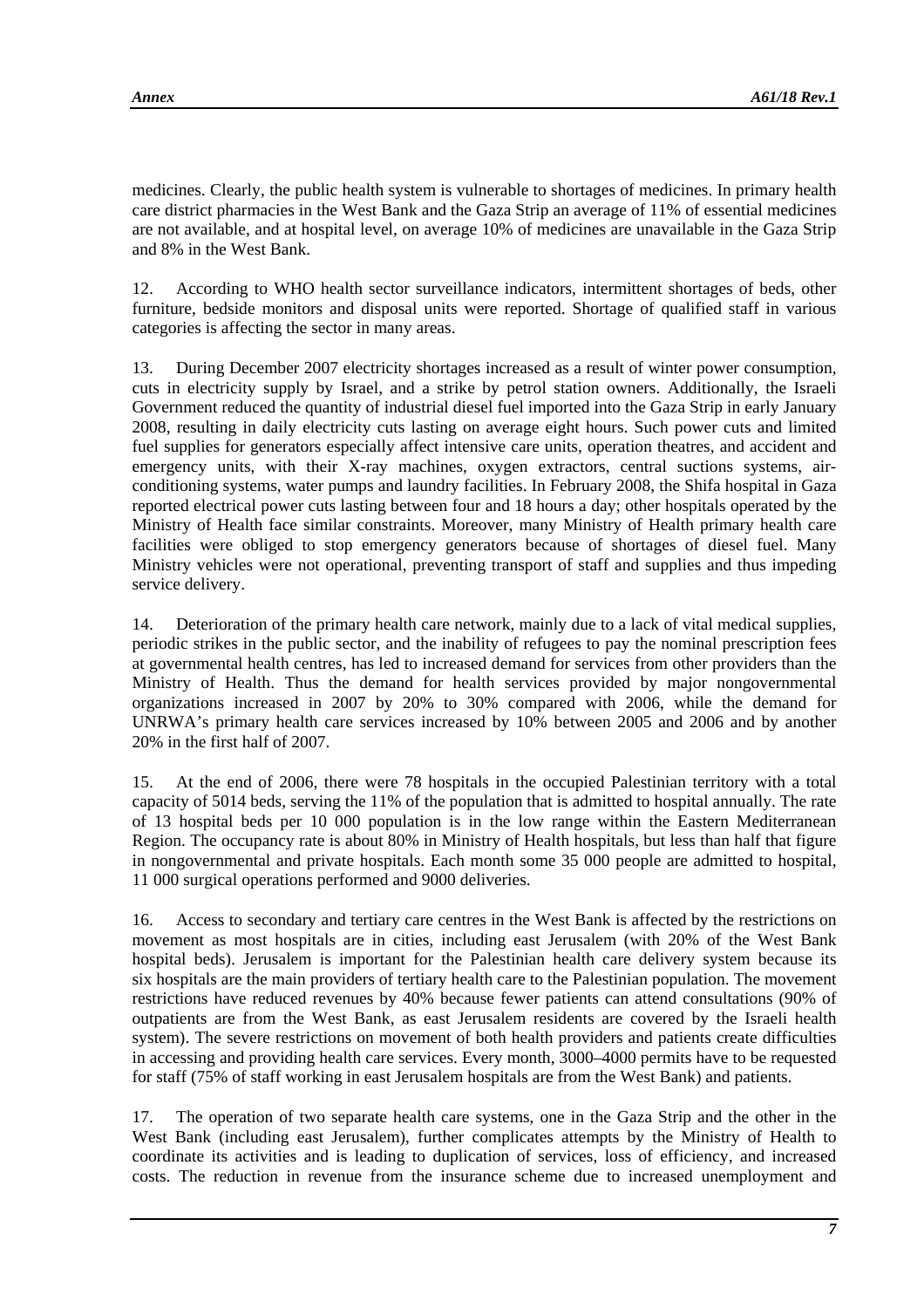medicines. Clearly, the public health system is vulnerable to shortages of medicines. In primary health care district pharmacies in the West Bank and the Gaza Strip an average of 11% of essential medicines are not available, and at hospital level, on average 10% of medicines are unavailable in the Gaza Strip and 8% in the West Bank.

12. According to WHO health sector surveillance indicators, intermittent shortages of beds, other furniture, bedside monitors and disposal units were reported. Shortage of qualified staff in various categories is affecting the sector in many areas.

13. During December 2007 electricity shortages increased as a result of winter power consumption, cuts in electricity supply by Israel, and a strike by petrol station owners. Additionally, the Israeli Government reduced the quantity of industrial diesel fuel imported into the Gaza Strip in early January 2008, resulting in daily electricity cuts lasting on average eight hours. Such power cuts and limited fuel supplies for generators especially affect intensive care units, operation theatres, and accident and emergency units, with their X-ray machines, oxygen extractors, central suctions systems, air-conditioning systems, water pumps and laundry facilities. In February 2008, the Shifa hospital in Gaza reported electrical power cuts lasting between four and 18 hours a day; other hospitals operated by the Ministry of Health face similar constraints. Moreover, many Ministry of Health primary health care facilities were obliged to stop emergency generators because of shortages of diesel fuel. Many Ministry vehicles were not operational, preventing transport of staff and supplies and thus impeding service delivery.

14. Deterioration of the primary health care network, mainly due to a lack of vital medical supplies, periodic strikes in the public sector, and the inability of refugees to pay the nominal prescription fees at governmental health centres, has led to increased demand for services from other providers than the Ministry of Health. Thus the demand for health services provided by major nongovernmental organizations increased in 2007 by 20% to 30% compared with 2006, while the demand for UNRWA's primary health care services increased by 10% between 2005 and 2006 and by another 20% in the first half of 2007.

15. At the end of 2006, there were 78 hospitals in the occupied Palestinian territory with a total capacity of 5014 beds, serving the 11% of the population that is admitted to hospital annually. The rate of 13 hospital beds per 10 000 population is in the low range within the Eastern Mediterranean Region. The occupancy rate is about 80% in Ministry of Health hospitals, but less than half that figure in nongovernmental and private hospitals. Each month some 35 000 people are admitted to hospital, 11 000 surgical operations performed and 9000 deliveries.

16. Access to secondary and tertiary care centres in the West Bank is affected by the restrictions on movement as most hospitals are in cities, including east Jerusalem (with 20% of the West Bank hospital beds). Jerusalem is important for the Palestinian health care delivery system because its six hospitals are the main providers of tertiary health care to the Palestinian population. The movement restrictions have reduced revenues by 40% because fewer patients can attend consultations (90% of outpatients are from the West Bank, as east Jerusalem residents are covered by the Israeli health system). The severe restrictions on movement of both health providers and patients create difficulties in accessing and providing health care services. Every month, 3000–4000 permits have to be requested for staff (75% of staff working in east Jerusalem hospitals are from the West Bank) and patients.

17. The operation of two separate health care systems, one in the Gaza Strip and the other in the West Bank (including east Jerusalem), further complicates attempts by the Ministry of Health to coordinate its activities and is leading to duplication of services, loss of efficiency, and increased costs. The reduction in revenue from the insurance scheme due to increased unemployment and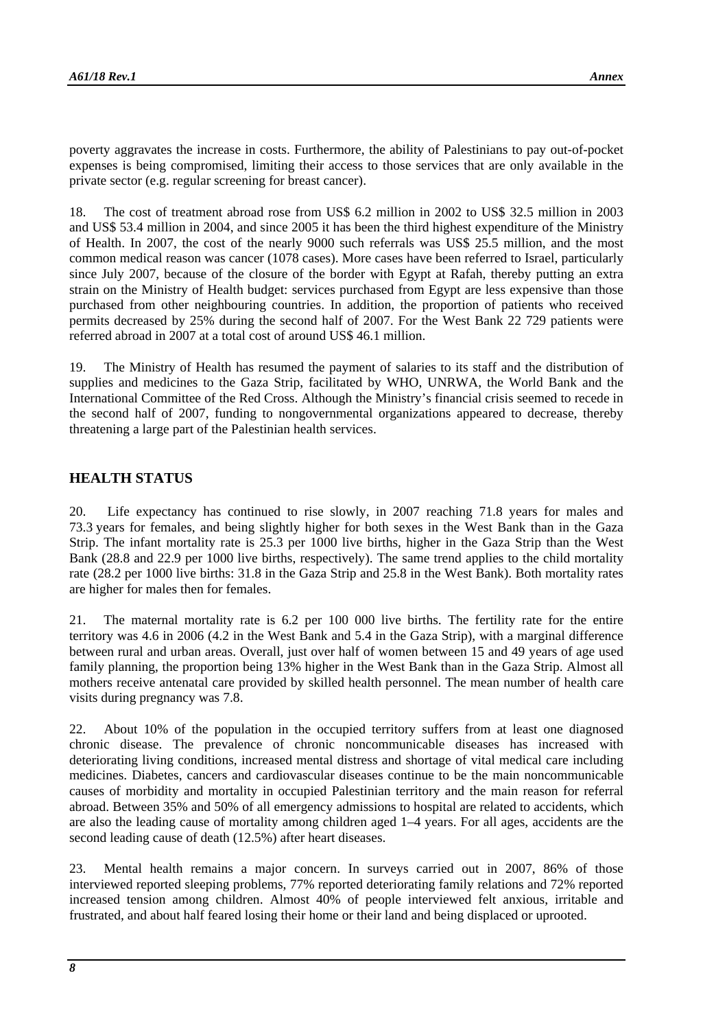poverty aggravates the increase in costs. Furthermore, the ability of Palestinians to pay out-of-pocket expenses is being compromised, limiting their access to those services that are only available in the private sector (e.g. regular screening for breast cancer).

18. The cost of treatment abroad rose from US$ 6.2 million in 2002 to US$ 32.5 million in 2003 and US$ 53.4 million in 2004, and since 2005 it has been the third highest expenditure of the Ministry of Health. In 2007, the cost of the nearly 9000 such referrals was US$ 25.5 million, and the most common medical reason was cancer (1078 cases). More cases have been referred to Israel, particularly since July 2007, because of the closure of the border with Egypt at Rafah, thereby putting an extra strain on the Ministry of Health budget: services purchased from Egypt are less expensive than those purchased from other neighbouring countries. In addition, the proportion of patients who received permits decreased by 25% during the second half of 2007. For the West Bank 22 729 patients were referred abroad in 2007 at a total cost of around US$ 46.1 million.

19. The Ministry of Health has resumed the payment of salaries to its staff and the distribution of supplies and medicines to the Gaza Strip, facilitated by WHO, UNRWA, the World Bank and the International Committee of the Red Cross. Although the Ministry's financial crisis seemed to recede in the second half of 2007, funding to nongovernmental organizations appeared to decrease, thereby threatening a large part of the Palestinian health services.

## HEALTH STATUS

20. Life expectancy has continued to rise slowly, in 2007 reaching 71.8 years for males and 73.3 years for females, and being slightly higher for both sexes in the West Bank than in the Gaza Strip. The infant mortality rate is 25.3 per 1000 live births, higher in the Gaza Strip than the West Bank (28.8 and 22.9 per 1000 live births, respectively). The same trend applies to the child mortality rate (28.2 per 1000 live births: 31.8 in the Gaza Strip and 25.8 in the West Bank). Both mortality rates are higher for males then for females.

21. The maternal mortality rate is 6.2 per 100 000 live births. The fertility rate for the entire territory was 4.6 in 2006 (4.2 in the West Bank and 5.4 in the Gaza Strip), with a marginal difference between rural and urban areas. Overall, just over half of women between 15 and 49 years of age used family planning, the proportion being 13% higher in the West Bank than in the Gaza Strip. Almost all mothers receive antenatal care provided by skilled health personnel. The mean number of health care visits during pregnancy was 7.8.

22. About 10% of the population in the occupied territory suffers from at least one diagnosed chronic disease. The prevalence of chronic noncommunicable diseases has increased with deteriorating living conditions, increased mental distress and shortage of vital medical care including medicines. Diabetes, cancers and cardiovascular diseases continue to be the main noncommunicable causes of morbidity and mortality in occupied Palestinian territory and the main reason for referral abroad. Between 35% and 50% of all emergency admissions to hospital are related to accidents, which are also the leading cause of mortality among children aged 1–4 years. For all ages, accidents are the second leading cause of death (12.5%) after heart diseases.

23. Mental health remains a major concern. In surveys carried out in 2007, 86% of those interviewed reported sleeping problems, 77% reported deteriorating family relations and 72% reported increased tension among children. Almost 40% of people interviewed felt anxious, irritable and frustrated, and about half feared losing their home or their land and being displaced or uprooted.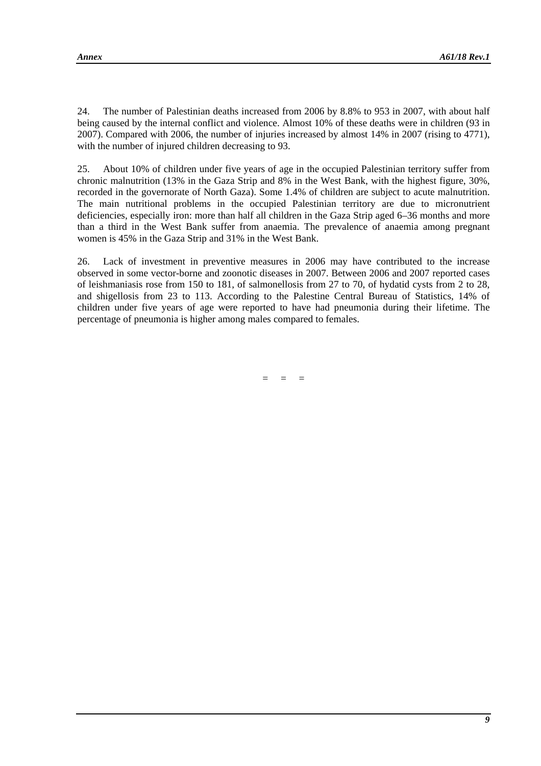24. The number of Palestinian deaths increased from 2006 by 8.8% to 953 in 2007, with about half being caused by the internal conflict and violence. Almost 10% of these deaths were in children (93 in 2007). Compared with 2006, the number of injuries increased by almost 14% in 2007 (rising to 4771), with the number of injured children decreasing to 93.

25. About 10% of children under five years of age in the occupied Palestinian territory suffer from chronic malnutrition (13% in the Gaza Strip and 8% in the West Bank, with the highest figure, 30%, recorded in the governorate of North Gaza). Some 1.4% of children are subject to acute malnutrition. The main nutritional problems in the occupied Palestinian territory are due to micronutrient deficiencies, especially iron: more than half all children in the Gaza Strip aged 6–36 months and more than a third in the West Bank suffer from anaemia. The prevalence of anaemia among pregnant women is 45% in the Gaza Strip and 31% in the West Bank.

26. Lack of investment in preventive measures in 2006 may have contributed to the increase observed in some vector-borne and zoonotic diseases in 2007. Between 2006 and 2007 reported cases of leishmaniasis rose from 150 to 181, of salmonellosis from 27 to 70, of hydatid cysts from 2 to 28, and shigellosis from 23 to 113. According to the Palestine Central Bureau of Statistics, 14% of children under five years of age were reported to have had pneumonia during their lifetime. The percentage of pneumonia is higher among males compared to females.

= = =